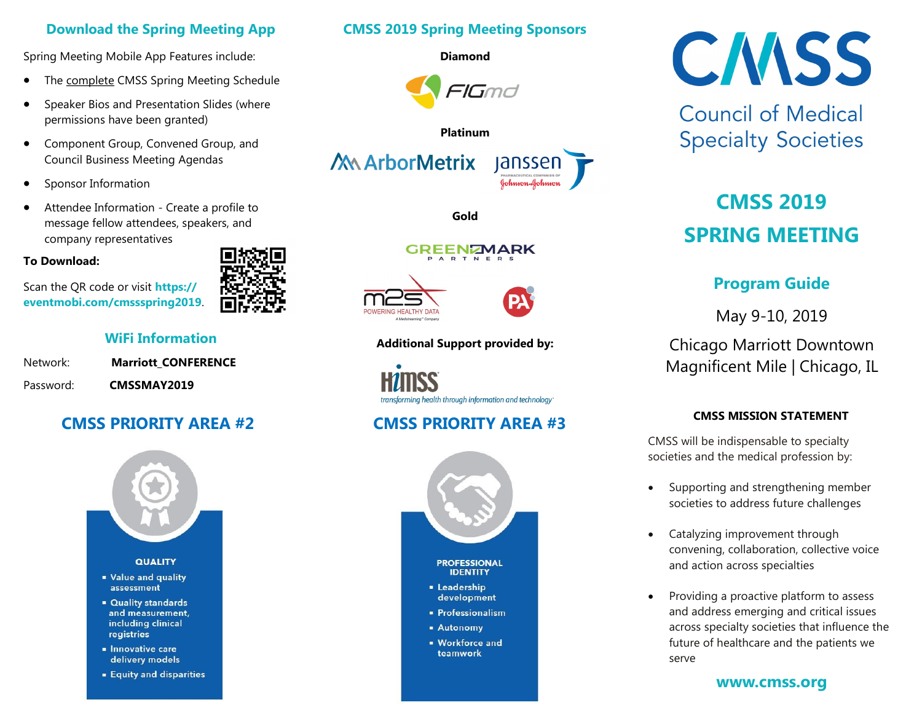## Download the Spring Meeting App

Spring Meeting Mobile App Features include:

- The complete CMSS Spring Meeting Schedule
- Speaker Bios and Presentation Slides (where permissions have been granted)
- Component Group, Convened Group, and Council Business Meeting Agendas
- Sponsor Information
- Attendee Information - Create a profile to message fellow attendees, speakers, and company representatives

**To Download:**

Scan the QR code or visit **https://eventmobi.com/cmssspring2019**.

### WiFi Information

Network: **Marriott_CONFERENCE**

Password: **CMSSMAY2019**

## CMSS PRIORITY AREA #2

**QUALITY**

- Value and quality assessment
- Quality standards and measurement, including clinical registries
- Innovative care delivery models
- Equity and disparities

## CMSS 2019 Spring Meeting Sponsors

**Diamond**

FIGmd

**Platinum**

ArborMetrix

Janssen Pharmaceutical Companies of Johnson & Johnson

**Gold**

Greenmark Partners

m2s Powering Healthy Data

PA

**Additional Support provided by:**

HIMSS transforming health through information and technology

## CMSS PRIORITY AREA #3

**PROFESSIONAL IDENTITY**

- Leadership development
- Professionalism
- Autonomy
- Workforce and teamwork

# CMSS

Council of Medical Specialty Societies

# CMSS 2019 SPRING MEETING

## Program Guide

May 9-10, 2019

Chicago Marriott Downtown Magnificent Mile | Chicago, IL

### CMSS MISSION STATEMENT

CMSS will be indispensable to specialty societies and the medical profession by:

- Supporting and strengthening member societies to address future challenges
- Catalyzing improvement through convening, collaboration, collective voice and action across specialties
- Providing a proactive platform to assess and address emerging and critical issues across specialty societies that influence the future of healthcare and the patients we serve

**www.cmss.org**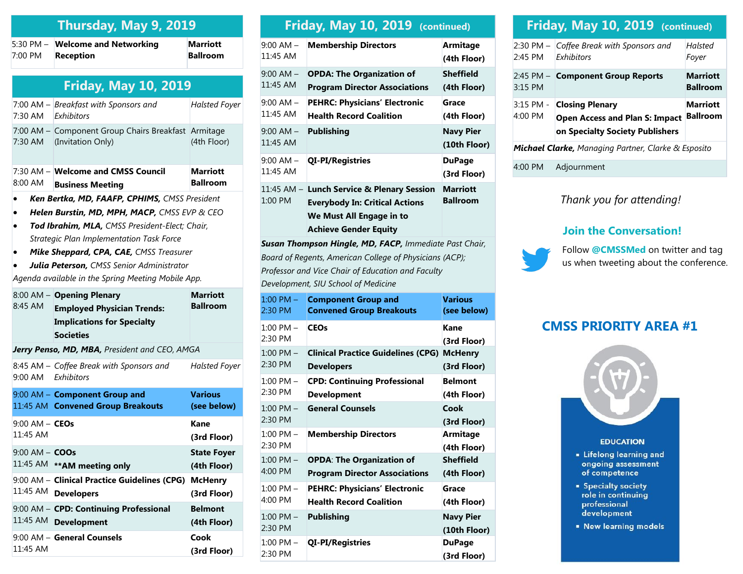## Thursday, May 9, 2019

| | | |
|---|---|---|
| 5:30 PM – 7:00 PM | **Welcome and Networking Reception** | **Marriott Ballroom** |

## Friday, May 10, 2019

| | | |
|---|---|---|
| 7:00 AM – 7:30 AM | *Breakfast with Sponsors and Exhibitors* | *Halsted Foyer* |
| 7:00 AM – 7:30 AM | Component Group Chairs Breakfast (Invitation Only) | Armitage (4th Floor) |
| 7:30 AM – 8:00 AM | **Welcome and CMSS Council Business Meeting** | **Marriott Ballroom** |

- ***Ken Bertka, MD, FAAFP, CPHIMS,*** *CMSS President*
- ***Helen Burstin, MD, MPH, MACP,*** *CMSS EVP & CEO*
- ***Tod Ibrahim, MLA,*** *CMSS President-Elect; Chair, Strategic Plan Implementation Task Force*
- ***Mike Sheppard, CPA, CAE,*** *CMSS Treasurer*
- ***Julia Peterson,*** *CMSS Senior Administrator*

*Agenda available in the Spring Meeting Mobile App.*

| | | |
|---|---|---|
| 8:00 AM – 8:45 AM | **Opening Plenary Employed Physician Trends: Implications for Specialty Societies** | **Marriott Ballroom** |

***Jerry Penso, MD, MBA,*** *President and CEO, AMGA*

| | | |
|---|---|---|
| 8:45 AM – 9:00 AM | *Coffee Break with Sponsors and Exhibitors* | *Halsted Foyer* |
| 9:00 AM – 11:45 AM | **Component Group and Convened Group Breakouts** | **Various (see below)** |
| 9:00 AM – 11:45 AM | **CEOs** | **Kane (3rd Floor)** |
| 9:00 AM – 11:45 AM | **COOs** **AM meeting only** | **State Foyer (4th Floor)** |
| 9:00 AM – 11:45 AM | **Clinical Practice Guidelines (CPG) Developers** | **McHenry (3rd Floor)** |
| 9:00 AM – 11:45 AM | **CPD: Continuing Professional Development** | **Belmont (4th Floor)** |
| 9:00 AM – 11:45 AM | **General Counsels** | **Cook (3rd Floor)** |

## Friday, May 10, 2019 (continued)

| | | |
|---|---|---|
| 9:00 AM – 11:45 AM | **Membership Directors** | **Armitage (4th Floor)** |
| 9:00 AM – 11:45 AM | **OPDA: The Organization of Program Director Associations** | **Sheffield (4th Floor)** |
| 9:00 AM – 11:45 AM | **PEHRC: Physicians' Electronic Health Record Coalition** | **Grace (4th Floor)** |
| 9:00 AM – 11:45 AM | **Publishing** | **Navy Pier (10th Floor)** |
| 9:00 AM – 11:45 AM | **QI-PI/Registries** | **DuPage (3rd Floor)** |
| 11:45 AM – 1:00 PM | **Lunch Service & Plenary Session Everybody In: Critical Actions We Must All Engage in to Achieve Gender Equity** | **Marriott Ballroom** |

***Susan Thompson Hingle, MD, FACP,*** *Immediate Past Chair, Board of Regents, American College of Physicians (ACP); Professor and Vice Chair of Education and Faculty Development, SIU School of Medicine*

| | | |
|---|---|---|
| 1:00 PM – 2:30 PM | **Component Group and Convened Group Breakouts** | **Various (see below)** |
| 1:00 PM – 2:30 PM | **CEOs** | **Kane (3rd Floor)** |
| 1:00 PM – 2:30 PM | **Clinical Practice Guidelines (CPG) Developers** | **McHenry (3rd Floor)** |
| 1:00 PM – 2:30 PM | **CPD: Continuing Professional Development** | **Belmont (4th Floor)** |
| 1:00 PM – 2:30 PM | **General Counsels** | **Cook (3rd Floor)** |
| 1:00 PM – 2:30 PM | **Membership Directors** | **Armitage (4th Floor)** |
| 1:00 PM – 4:00 PM | **OPDA: The Organization of Program Director Associations** | **Sheffield (4th Floor)** |
| 1:00 PM – 4:00 PM | **PEHRC: Physicians' Electronic Health Record Coalition** | **Grace (4th Floor)** |
| 1:00 PM – 2:30 PM | **Publishing** | **Navy Pier (10th Floor)** |
| 1:00 PM – 2:30 PM | **QI-PI/Registries** | **DuPage (3rd Floor)** |

## Friday, May 10, 2019 (continued)

| | | |
|---|---|---|
| 2:30 PM – 2:45 PM | *Coffee Break with Sponsors and Exhibitors* | *Halsted Foyer* |
| 2:45 PM – 3:15 PM | **Component Group Reports** | **Marriott Ballroom** |
| 3:15 PM - 4:00 PM | **Closing Plenary Open Access and Plan S: Impact on Specialty Society Publishers** | **Marriott Ballroom** |

***Michael Clarke,*** *Managing Partner, Clarke & Esposito*

| | |
|---|---|
| 4:00 PM | Adjournment |

*Thank you for attending!*

### Join the Conversation!

Follow **@CMSSMed** on twitter and tag us when tweeting about the conference.

## CMSS PRIORITY AREA #1

**EDUCATION**

- Lifelong learning and ongoing assessment of competence
- Specialty society role in continuing professional development
- New learning models